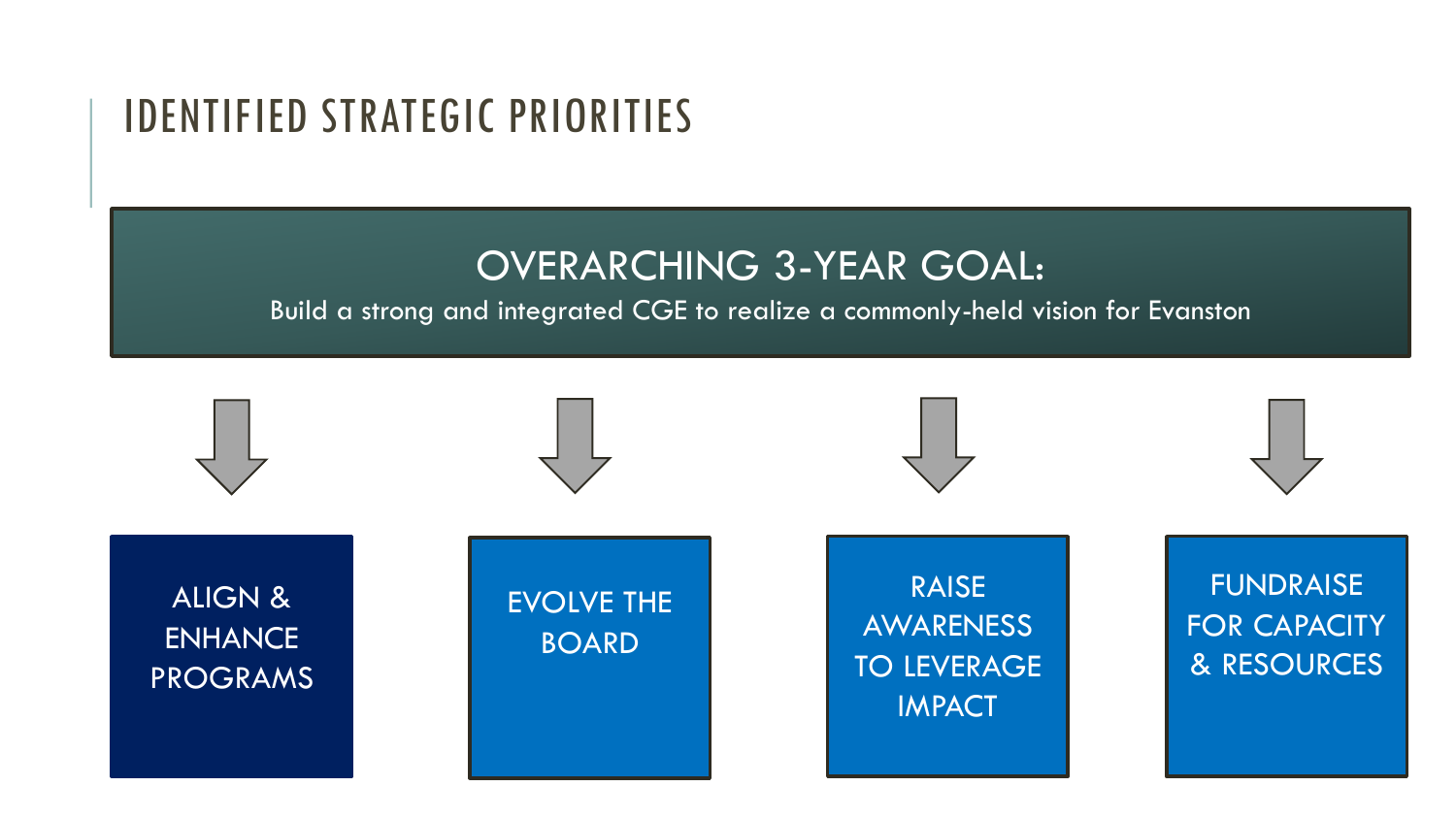# IDENTIFIED STRATEGIC PRIORITIES

## OVERARCHING 3-YEAR GOAL:

Build a strong and integrated CGE to realize a commonly-held vision for Evanston

- ALIGN & ENHANCE PROGRAMS
- EVOLVE THE BOARD
- RAISE AWARENESS TO LEVERAGE IMPACT
- FUNDRAISE FOR CAPACITY & RESOURCES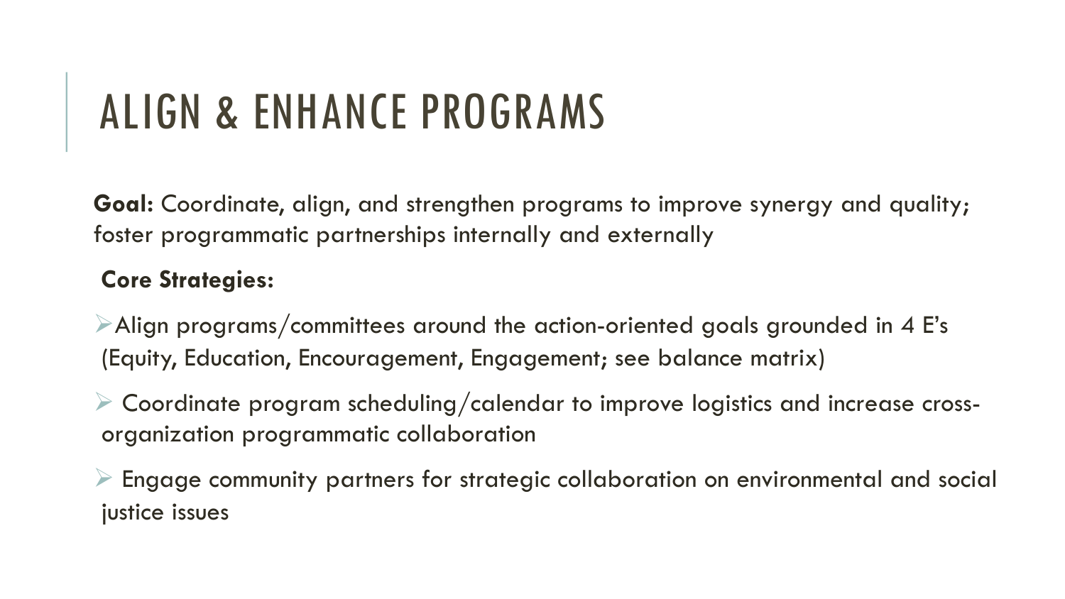# ALIGN & ENHANCE PROGRAMS

**Goal:** Coordinate, align, and strengthen programs to improve synergy and quality; foster programmatic partnerships internally and externally

**Core Strategies:**

- Align programs/committees around the action-oriented goals grounded in 4 E's (Equity, Education, Encouragement, Engagement; see balance matrix)
- Coordinate program scheduling/calendar to improve logistics and increase cross-organization programmatic collaboration
- Engage community partners for strategic collaboration on environmental and social justice issues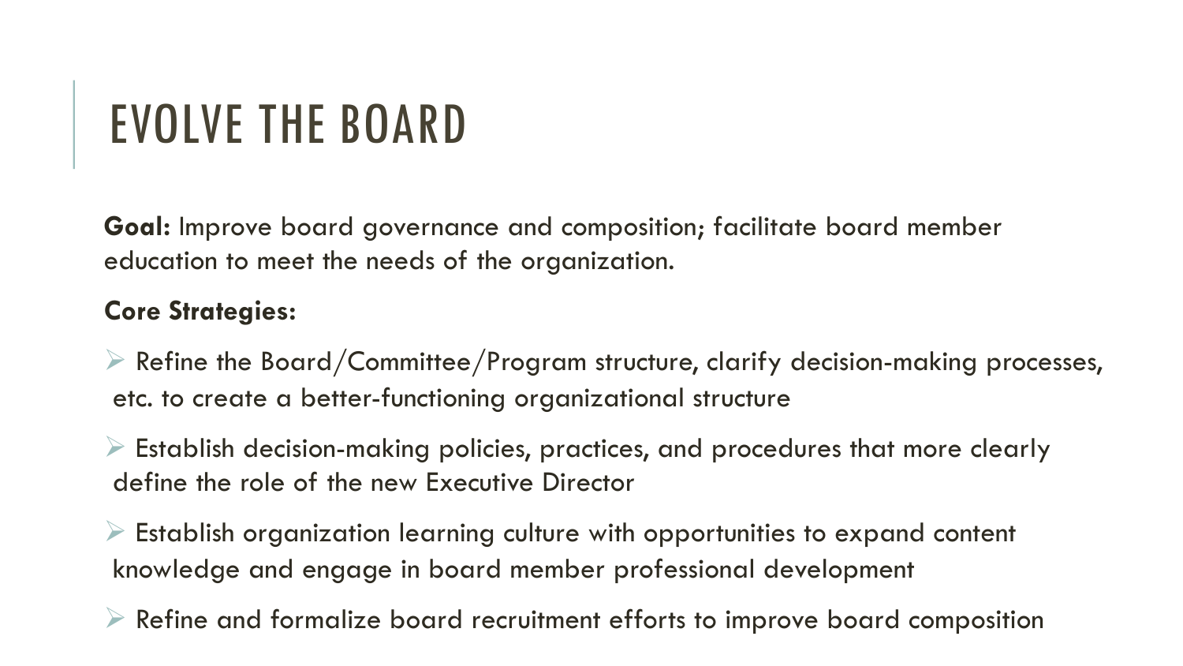# EVOLVE THE BOARD

**Goal:** Improve board governance and composition; facilitate board member education to meet the needs of the organization.

**Core Strategies:**

- Refine the Board/Committee/Program structure, clarify decision-making processes, etc. to create a better-functioning organizational structure
- Establish decision-making policies, practices, and procedures that more clearly define the role of the new Executive Director
- Establish organization learning culture with opportunities to expand content knowledge and engage in board member professional development
- Refine and formalize board recruitment efforts to improve board composition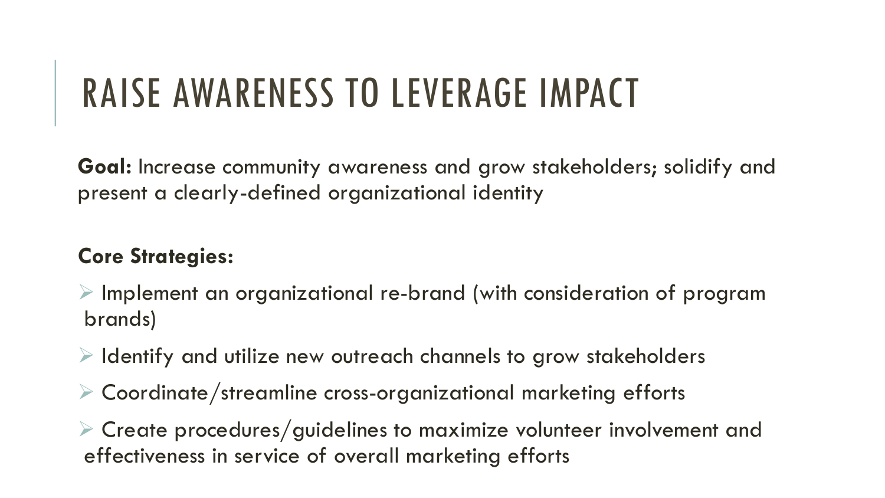# RAISE AWARENESS TO LEVERAGE IMPACT

**Goal:** Increase community awareness and grow stakeholders; solidify and present a clearly-defined organizational identity

**Core Strategies:**

- Implement an organizational re-brand (with consideration of program brands)
- Identify and utilize new outreach channels to grow stakeholders
- Coordinate/streamline cross-organizational marketing efforts
- Create procedures/guidelines to maximize volunteer involvement and effectiveness in service of overall marketing efforts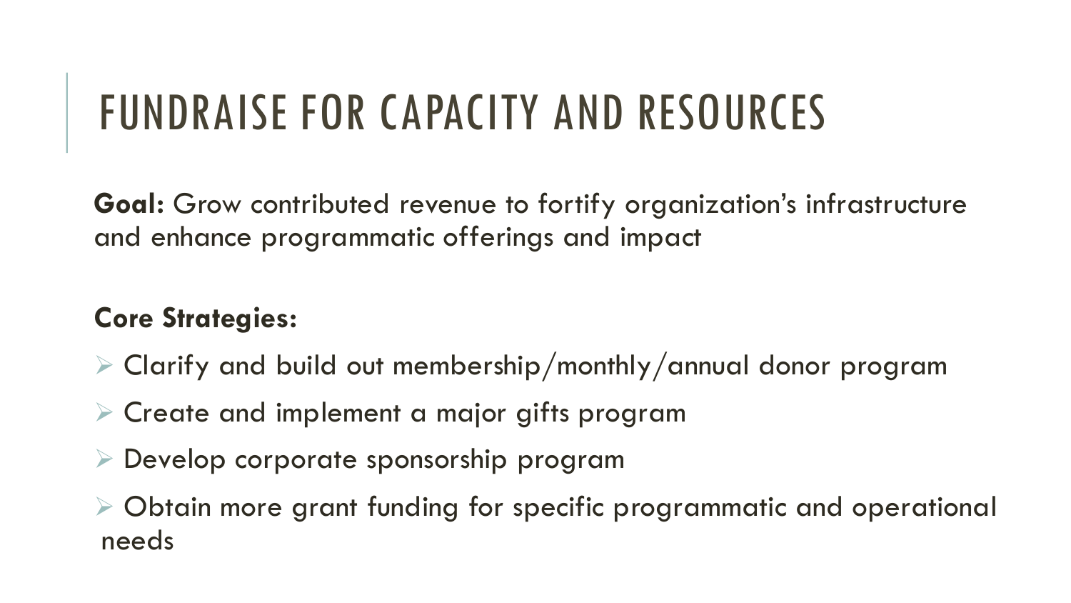# FUNDRAISE FOR CAPACITY AND RESOURCES

**Goal:** Grow contributed revenue to fortify organization's infrastructure and enhance programmatic offerings and impact

**Core Strategies:**

- Clarify and build out membership/monthly/annual donor program
- Create and implement a major gifts program
- Develop corporate sponsorship program
- Obtain more grant funding for specific programmatic and operational needs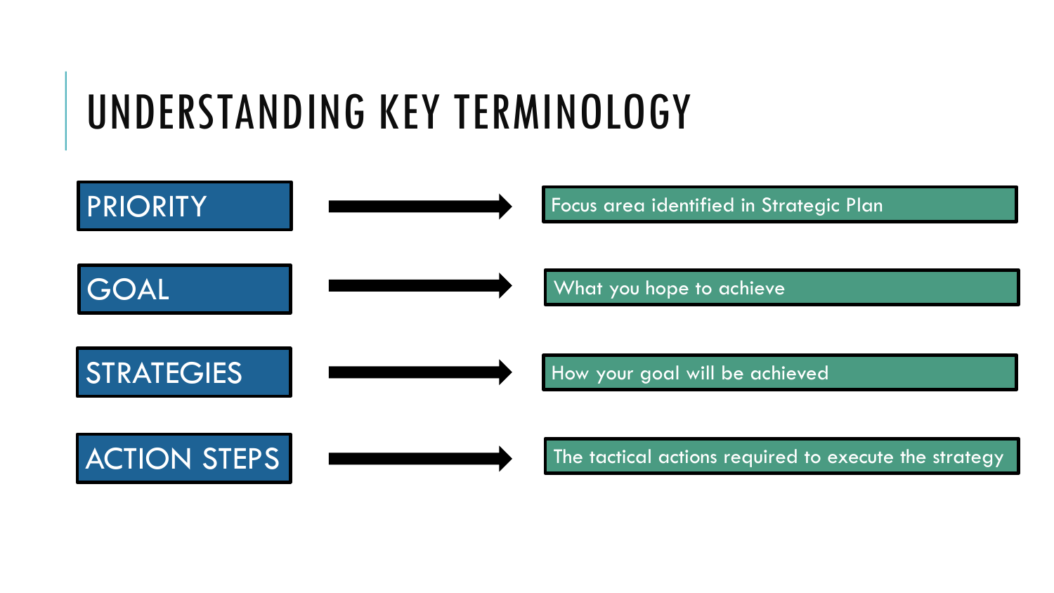# UNDERSTANDING KEY TERMINOLOGY

| Term | Definition |
| --- | --- |
| PRIORITY | Focus area identified in Strategic Plan |
| GOAL | What you hope to achieve |
| STRATEGIES | How your goal will be achieved |
| ACTION STEPS | The tactical actions required to execute the strategy |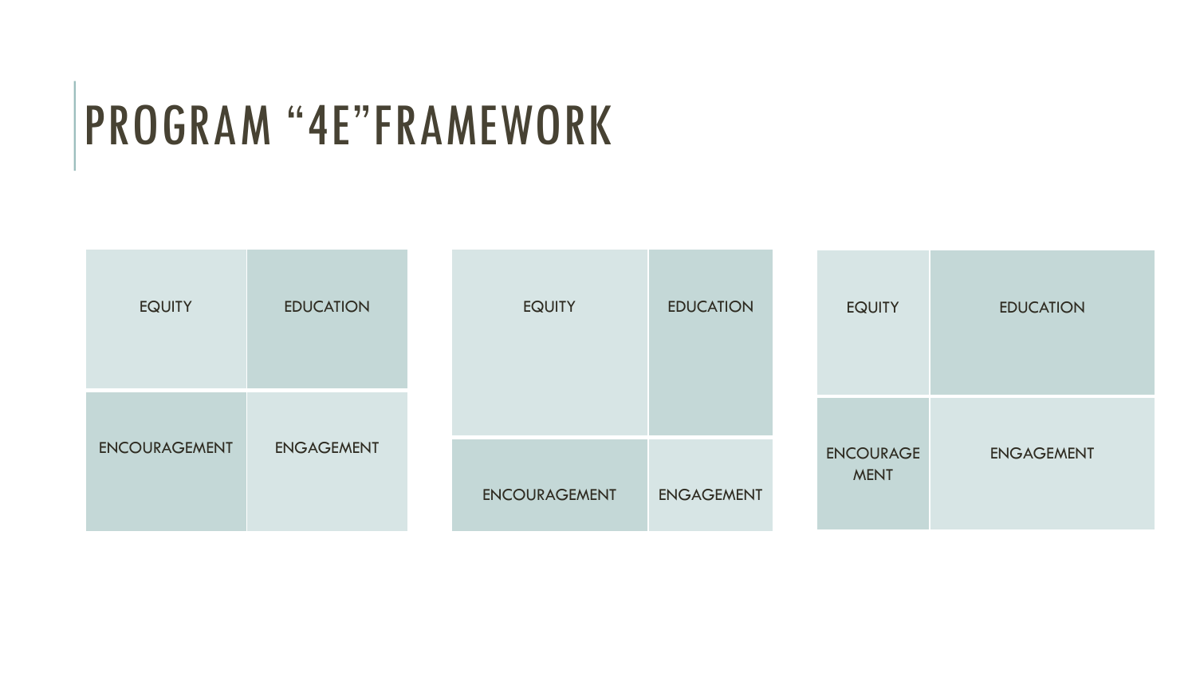# PROGRAM “4E”FRAMEWORK

| | |
|---|---|
| EQUITY | EDUCATION |
| ENCOURAGEMENT | ENGAGEMENT |

| | |
|---|---|
| EQUITY | EDUCATION |
| ENCOURAGEMENT | ENGAGEMENT |

| | |
|---|---|
| EQUITY | EDUCATION |
| ENCOURAGE MENT | ENGAGEMENT |